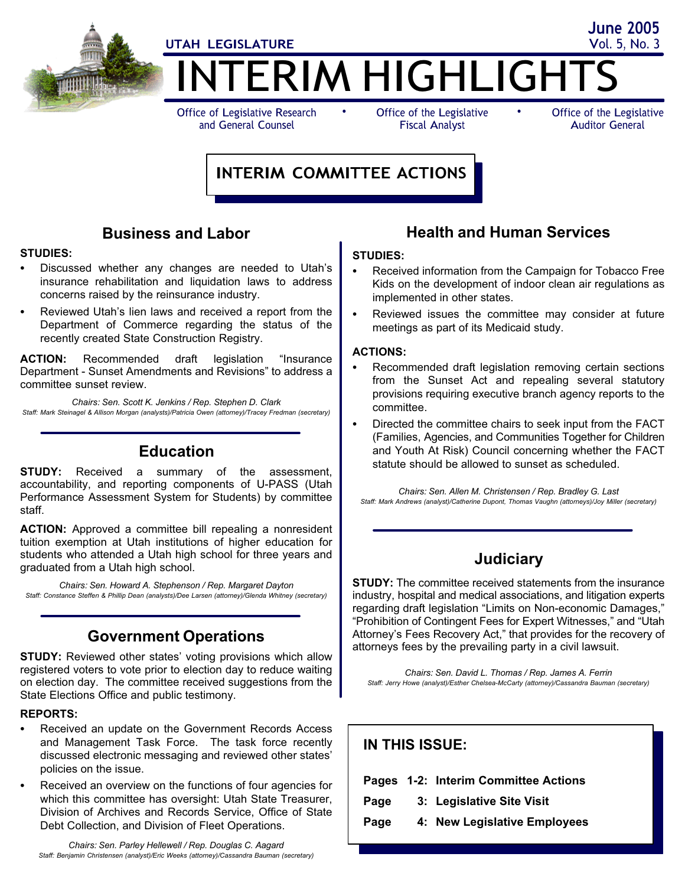# UTAH LEGISLATURE

# INTERIM HIGHLIGHTS

June 2005
Vol. 5, No. 3

Office of Legislative Research and General Counsel • Office of the Legislative Fiscal Analyst • Office of the Legislative Auditor General

## INTERIM COMMITTEE ACTIONS

### Business and Labor

**STUDIES:**

- Discussed whether any changes are needed to Utah's insurance rehabilitation and liquidation laws to address concerns raised by the reinsurance industry.
- Reviewed Utah's lien laws and received a report from the Department of Commerce regarding the status of the recently created State Construction Registry.

**ACTION:** Recommended draft legislation "Insurance Department - Sunset Amendments and Revisions" to address a committee sunset review.

*Chairs: Sen. Scott K. Jenkins / Rep. Stephen D. Clark*
*Staff: Mark Steinagel & Allison Morgan (analysts)/Patricia Owen (attorney)/Tracey Fredman (secretary)*

### Education

**STUDY:** Received a summary of the assessment, accountability, and reporting components of U-PASS (Utah Performance Assessment System for Students) by committee staff.

**ACTION:** Approved a committee bill repealing a nonresident tuition exemption at Utah institutions of higher education for students who attended a Utah high school for three years and graduated from a Utah high school.

*Chairs: Sen. Howard A. Stephenson / Rep. Margaret Dayton*
*Staff: Constance Steffen & Phillip Dean (analysts)/Dee Larsen (attorney)/Glenda Whitney (secretary)*

### Government Operations

**STUDY:** Reviewed other states' voting provisions which allow registered voters to vote prior to election day to reduce waiting on election day. The committee received suggestions from the State Elections Office and public testimony.

**REPORTS:**

- Received an update on the Government Records Access and Management Task Force. The task force recently discussed electronic messaging and reviewed other states' policies on the issue.
- Received an overview on the functions of four agencies for which this committee has oversight: Utah State Treasurer, Division of Archives and Records Service, Office of State Debt Collection, and Division of Fleet Operations.

*Chairs: Sen. Parley Hellewell / Rep. Douglas C. Aagard*
*Staff: Benjamin Christensen (analyst)/Eric Weeks (attorney)/Cassandra Bauman (secretary)*

### Health and Human Services

**STUDIES:**

- Received information from the Campaign for Tobacco Free Kids on the development of indoor clean air regulations as implemented in other states.
- Reviewed issues the committee may consider at future meetings as part of its Medicaid study.

**ACTIONS:**

- Recommended draft legislation removing certain sections from the Sunset Act and repealing several statutory provisions requiring executive branch agency reports to the committee.
- Directed the committee chairs to seek input from the FACT (Families, Agencies, and Communities Together for Children and Youth At Risk) Council concerning whether the FACT statute should be allowed to sunset as scheduled.

*Chairs: Sen. Allen M. Christensen / Rep. Bradley G. Last*
*Staff: Mark Andrews (analyst)/Catherine Dupont, Thomas Vaughn (attorneys)/Joy Miller (secretary)*

### Judiciary

**STUDY:** The committee received statements from the insurance industry, hospital and medical associations, and litigation experts regarding draft legislation "Limits on Non-economic Damages," "Prohibition of Contingent Fees for Expert Witnesses," and "Utah Attorney's Fees Recovery Act," that provides for the recovery of attorneys fees by the prevailing party in a civil lawsuit.

*Chairs: Sen. David L. Thomas / Rep. James A. Ferrin*
*Staff: Jerry Howe (analyst)/Esther Chelsea-McCarty (attorney)/Cassandra Bauman (secretary)*

### IN THIS ISSUE:

**Pages 1-2: Interim Committee Actions**
**Page 3: Legislative Site Visit**
**Page 4: New Legislative Employees**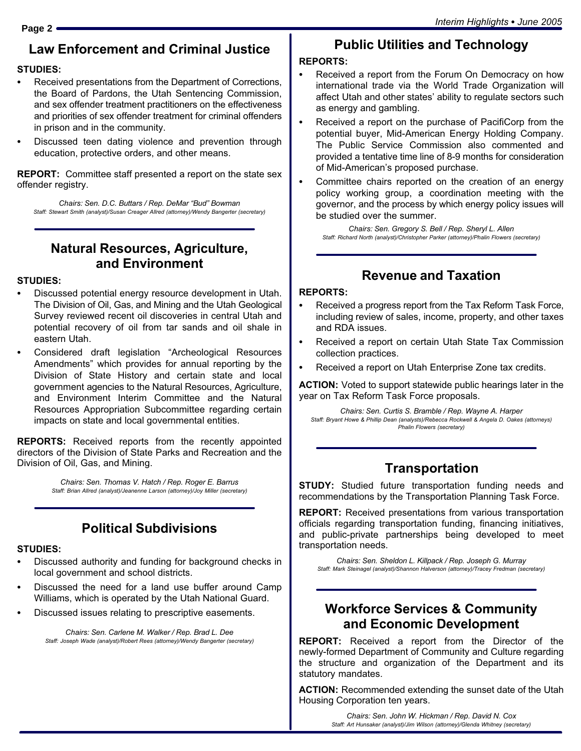## Law Enforcement and Criminal Justice

**STUDIES:**

- Received presentations from the Department of Corrections, the Board of Pardons, the Utah Sentencing Commission, and sex offender treatment practitioners on the effectiveness and priorities of sex offender treatment for criminal offenders in prison and in the community.
- Discussed teen dating violence and prevention through education, protective orders, and other means.

**REPORT:** Committee staff presented a report on the state sex offender registry.

*Chairs: Sen. D.C. Buttars / Rep. DeMar "Bud" Bowman*
*Staff: Stewart Smith (analyst)/Susan Creager Allred (attorney)/Wendy Bangerter (secretary)*

## Natural Resources, Agriculture, and Environment

**STUDIES:**

- Discussed potential energy resource development in Utah. The Division of Oil, Gas, and Mining and the Utah Geological Survey reviewed recent oil discoveries in central Utah and potential recovery of oil from tar sands and oil shale in eastern Utah.
- Considered draft legislation "Archeological Resources Amendments" which provides for annual reporting by the Division of State History and certain state and local government agencies to the Natural Resources, Agriculture, and Environment Interim Committee and the Natural Resources Appropriation Subcommittee regarding certain impacts on state and local governmental entities.

**REPORTS:** Received reports from the recently appointed directors of the Division of State Parks and Recreation and the Division of Oil, Gas, and Mining.

*Chairs: Sen. Thomas V. Hatch / Rep. Roger E. Barrus*
*Staff: Brian Allred (analyst)/Jeanenne Larson (attorney)/Joy Miller (secretary)*

## Political Subdivisions

**STUDIES:**

- Discussed authority and funding for background checks in local government and school districts.
- Discussed the need for a land use buffer around Camp Williams, which is operated by the Utah National Guard.
- Discussed issues relating to prescriptive easements.

*Chairs: Sen. Carlene M. Walker / Rep. Brad L. Dee*
*Staff: Joseph Wade (analyst)/Robert Rees (attorney)/Wendy Bangerter (secretary)*

## Public Utilities and Technology

**REPORTS:**

- Received a report from the Forum On Democracy on how international trade via the World Trade Organization will affect Utah and other states' ability to regulate sectors such as energy and gambling.
- Received a report on the purchase of PacifiCorp from the potential buyer, Mid-American Energy Holding Company. The Public Service Commission also commented and provided a tentative time line of 8-9 months for consideration of Mid-American's proposed purchase.
- Committee chairs reported on the creation of an energy policy working group, a coordination meeting with the governor, and the process by which energy policy issues will be studied over the summer.

*Chairs: Sen. Gregory S. Bell / Rep. Sheryl L. Allen*
*Staff: Richard North (analyst)/Christopher Parker (attorney)/Phalin Flowers (secretary)*

## Revenue and Taxation

**REPORTS:**

- Received a progress report from the Tax Reform Task Force, including review of sales, income, property, and other taxes and RDA issues.
- Received a report on certain Utah State Tax Commission collection practices.
- Received a report on Utah Enterprise Zone tax credits.

**ACTION:** Voted to support statewide public hearings later in the year on Tax Reform Task Force proposals.

*Chairs: Sen. Curtis S. Bramble / Rep. Wayne A. Harper*
*Staff: Bryant Howe & Phillip Dean (analysts)/Rebecca Rockwell & Angela D. Oakes (attorneys) Phalin Flowers (secretary)*

## Transportation

**STUDY:** Studied future transportation funding needs and recommendations by the Transportation Planning Task Force.

**REPORT:** Received presentations from various transportation officials regarding transportation funding, financing initiatives, and public-private partnerships being developed to meet transportation needs.

*Chairs: Sen. Sheldon L. Killpack / Rep. Joseph G. Murray*
*Staff: Mark Steinagel (analyst)/Shannon Halverson (attorney)/Tracey Fredman (secretary)*

## Workforce Services & Community and Economic Development

**REPORT:** Received a report from the Director of the newly-formed Department of Community and Culture regarding the structure and organization of the Department and its statutory mandates.

**ACTION:** Recommended extending the sunset date of the Utah Housing Corporation ten years.

*Chairs: Sen. John W. Hickman / Rep. David N. Cox*
*Staff: Art Hunsaker (analyst)/Jim Wilson (attorney)/Glenda Whitney (secretary)*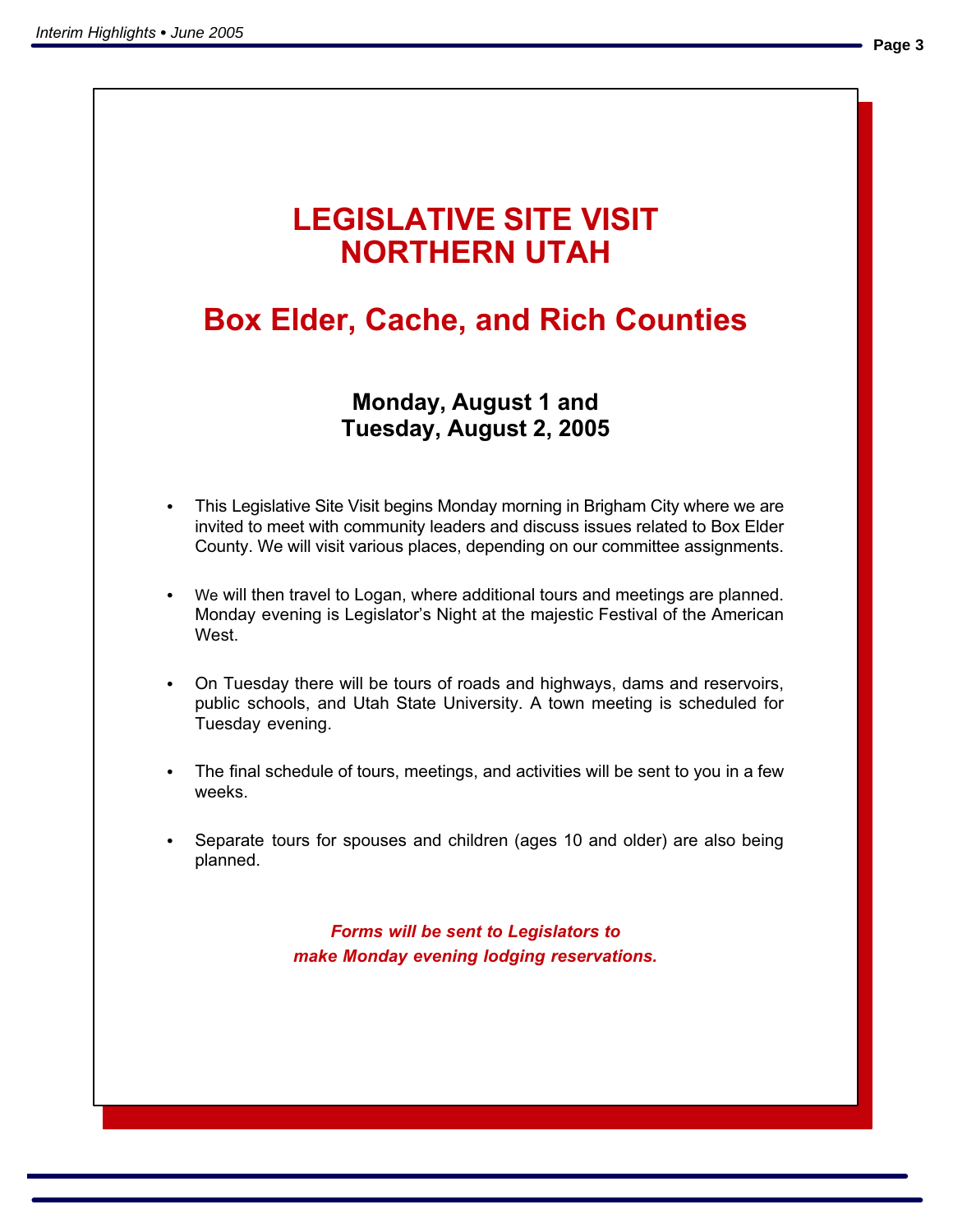# LEGISLATIVE SITE VISIT NORTHERN UTAH

## Box Elder, Cache, and Rich Counties

### Monday, August 1 and Tuesday, August 2, 2005

- This Legislative Site Visit begins Monday morning in Brigham City where we are invited to meet with community leaders and discuss issues related to Box Elder County. We will visit various places, depending on our committee assignments.
- We will then travel to Logan, where additional tours and meetings are planned. Monday evening is Legislator's Night at the majestic Festival of the American West.
- On Tuesday there will be tours of roads and highways, dams and reservoirs, public schools, and Utah State University. A town meeting is scheduled for Tuesday evening.
- The final schedule of tours, meetings, and activities will be sent to you in a few weeks.
- Separate tours for spouses and children (ages 10 and older) are also being planned.

***Forms will be sent to Legislators to make Monday evening lodging reservations.***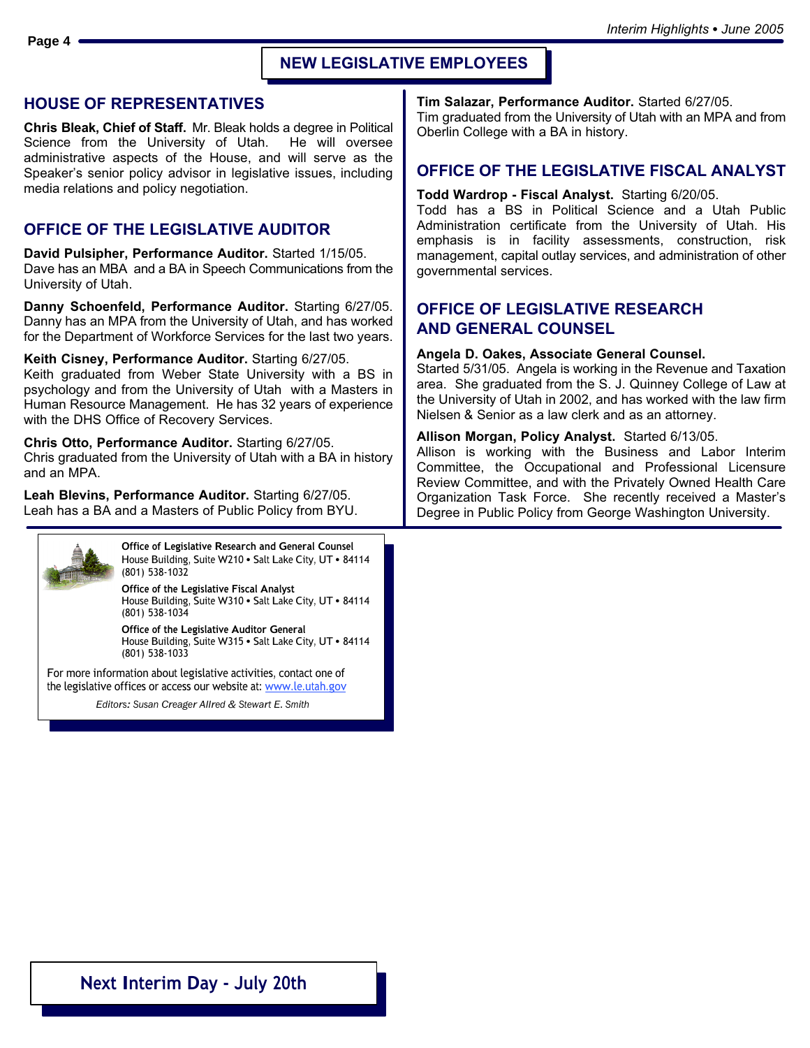# NEW LEGISLATIVE EMPLOYEES

## HOUSE OF REPRESENTATIVES

**Chris Bleak, Chief of Staff.** Mr. Bleak holds a degree in Political Science from the University of Utah. He will oversee administrative aspects of the House, and will serve as the Speaker's senior policy advisor in legislative issues, including media relations and policy negotiation.

## OFFICE OF THE LEGISLATIVE AUDITOR

**David Pulsipher, Performance Auditor.** Started 1/15/05.
Dave has an MBA and a BA in Speech Communications from the University of Utah.

**Danny Schoenfeld, Performance Auditor.** Starting 6/27/05.
Danny has an MPA from the University of Utah, and has worked for the Department of Workforce Services for the last two years.

**Keith Cisney, Performance Auditor.** Starting 6/27/05.
Keith graduated from Weber State University with a BS in psychology and from the University of Utah with a Masters in Human Resource Management. He has 32 years of experience with the DHS Office of Recovery Services.

**Chris Otto, Performance Auditor.** Starting 6/27/05.
Chris graduated from the University of Utah with a BA in history and an MPA.

**Leah Blevins, Performance Auditor.** Starting 6/27/05.
Leah has a BA and a Masters of Public Policy from BYU.

**Tim Salazar, Performance Auditor.** Started 6/27/05.
Tim graduated from the University of Utah with an MPA and from Oberlin College with a BA in history.

## OFFICE OF THE LEGISLATIVE FISCAL ANALYST

**Todd Wardrop - Fiscal Analyst.** Starting 6/20/05.
Todd has a BS in Political Science and a Utah Public Administration certificate from the University of Utah. His emphasis is in facility assessments, construction, risk management, capital outlay services, and administration of other governmental services.

## OFFICE OF LEGISLATIVE RESEARCH AND GENERAL COUNSEL

**Angela D. Oakes, Associate General Counsel.**
Started 5/31/05. Angela is working in the Revenue and Taxation area. She graduated from the S. J. Quinney College of Law at the University of Utah in 2002, and has worked with the law firm Nielsen & Senior as a law clerk and as an attorney.

**Allison Morgan, Policy Analyst.** Started 6/13/05.
Allison is working with the Business and Labor Interim Committee, the Occupational and Professional Licensure Review Committee, and with the Privately Owned Health Care Organization Task Force. She recently received a Master's Degree in Public Policy from George Washington University.

---

**Office of Legislative Research and General Counsel**
House Building, Suite W210 • Salt Lake City, UT • 84114
(801) 538-1032

**Office of the Legislative Fiscal Analyst**
House Building, Suite W310 • Salt Lake City, UT • 84114
(801) 538-1034

**Office of the Legislative Auditor General**
House Building, Suite W315 • Salt Lake City, UT • 84114
(801) 538-1033

For more information about legislative activities, contact one of the legislative offices or access our website at: www.le.utah.gov

*Editors: Susan Creager Allred & Stewart E. Smith*

---

**Next Interim Day - July 20th**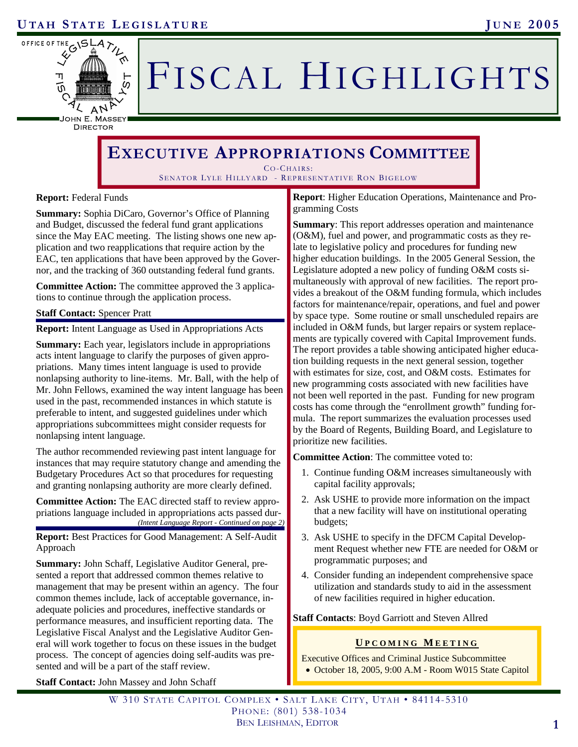# FISCAL HIGHLIGHTS

## EXECUTIVE APPROPRIATIONS COMMITTEE

CO-CHAIRS:
SENATOR LYLE HILLYARD - REPRESENTATIVE RON BIGELOW

**Report:** Federal Funds

**Summary:** Sophia DiCaro, Governor's Office of Planning and Budget, discussed the federal fund grant applications since the May EAC meeting. The listing shows one new application and two reapplications that require action by the EAC, ten applications that have been approved by the Governor, and the tracking of 360 outstanding federal fund grants.

**Committee Action:** The committee approved the 3 applications to continue through the application process.

**Staff Contact:** Spencer Pratt

**Report:** Intent Language as Used in Appropriations Acts

**Summary:** Each year, legislators include in appropriations acts intent language to clarify the purposes of given appropriations. Many times intent language is used to provide nonlapsing authority to line-items. Mr. Ball, with the help of Mr. John Fellows, examined the way intent language has been used in the past, recommended instances in which statute is preferable to intent, and suggested guidelines under which appropriations subcommittees might consider requests for nonlapsing intent language.

The author recommended reviewing past intent language for instances that may require statutory change and amending the Budgetary Procedures Act so that procedures for requesting and granting nonlapsing authority are more clearly defined.

**Committee Action:** The EAC directed staff to review appropriations language included in appropriations acts passed dur-

*(Intent Language Report - Continued on page 2)*

**Report:** Best Practices for Good Management: A Self-Audit Approach

**Summary:** John Schaff, Legislative Auditor General, presented a report that addressed common themes relative to management that may be present within an agency. The four common themes include, lack of acceptable governance, inadequate policies and procedures, ineffective standards or performance measures, and insufficient reporting data. The Legislative Fiscal Analyst and the Legislative Auditor General will work together to focus on these issues in the budget process. The concept of agencies doing self-audits was presented and will be a part of the staff review.

**Staff Contact:** John Massey and John Schaff

**Report**: Higher Education Operations, Maintenance and Programming Costs

**Summary**: This report addresses operation and maintenance (O&M), fuel and power, and programmatic costs as they relate to legislative policy and procedures for funding new higher education buildings. In the 2005 General Session, the Legislature adopted a new policy of funding O&M costs simultaneously with approval of new facilities. The report provides a breakout of the O&M funding formula, which includes factors for maintenance/repair, operations, and fuel and power by space type. Some routine or small unscheduled repairs are included in O&M funds, but larger repairs or system replacements are typically covered with Capital Improvement funds. The report provides a table showing anticipated higher education building requests in the next general session, together with estimates for size, cost, and O&M costs. Estimates for new programming costs associated with new facilities have not been well reported in the past. Funding for new program costs has come through the "enrollment growth" funding formula. The report summarizes the evaluation processes used by the Board of Regents, Building Board, and Legislature to prioritize new facilities.

**Committee Action**: The committee voted to:

1. Continue funding O&M increases simultaneously with capital facility approvals;
2. Ask USHE to provide more information on the impact that a new facility will have on institutional operating budgets;
3. Ask USHE to specify in the DFCM Capital Development Request whether new FTE are needed for O&M or programmatic purposes; and
4. Consider funding an independent comprehensive space utilization and standards study to aid in the assessment of new facilities required in higher education.

**Staff Contacts**: Boyd Garriott and Steven Allred

**UPCOMING MEETING**

Executive Offices and Criminal Justice Subcommittee

- October 18, 2005, 9:00 A.M - Room W015 State Capitol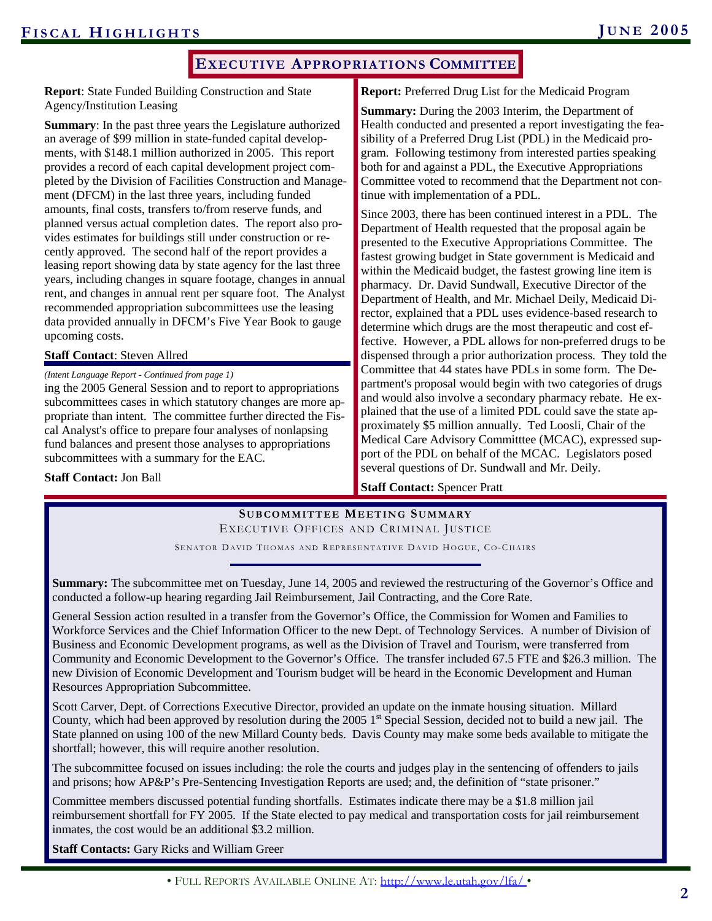## Executive Appropriations Committee

**Report**: State Funded Building Construction and State Agency/Institution Leasing

**Summary**: In the past three years the Legislature authorized an average of $99 million in state-funded capital developments, with $148.1 million authorized in 2005. This report provides a record of each capital development project completed by the Division of Facilities Construction and Management (DFCM) in the last three years, including funded amounts, final costs, transfers to/from reserve funds, and planned versus actual completion dates. The report also provides estimates for buildings still under construction or recently approved. The second half of the report provides a leasing report showing data by state agency for the last three years, including changes in square footage, changes in annual rent, and changes in annual rent per square foot. The Analyst recommended appropriation subcommittees use the leasing data provided annually in DFCM's Five Year Book to gauge upcoming costs.

**Staff Contact**: Steven Allred

*(Intent Language Report - Continued from page 1)*

ing the 2005 General Session and to report to appropriations subcommittees cases in which statutory changes are more appropriate than intent. The committee further directed the Fiscal Analyst's office to prepare four analyses of nonlapsing fund balances and present those analyses to appropriations subcommittees with a summary for the EAC.

**Staff Contact:** Jon Ball

**Report:** Preferred Drug List for the Medicaid Program

**Summary:** During the 2003 Interim, the Department of Health conducted and presented a report investigating the feasibility of a Preferred Drug List (PDL) in the Medicaid program. Following testimony from interested parties speaking both for and against a PDL, the Executive Appropriations Committee voted to recommend that the Department not continue with implementation of a PDL.

Since 2003, there has been continued interest in a PDL. The Department of Health requested that the proposal again be presented to the Executive Appropriations Committee. The fastest growing budget in State government is Medicaid and within the Medicaid budget, the fastest growing line item is pharmacy. Dr. David Sundwall, Executive Director of the Department of Health, and Mr. Michael Deily, Medicaid Director, explained that a PDL uses evidence-based research to determine which drugs are the most therapeutic and cost effective. However, a PDL allows for non-preferred drugs to be dispensed through a prior authorization process. They told the Committee that 44 states have PDLs in some form. The Department's proposal would begin with two categories of drugs and would also involve a secondary pharmacy rebate. He explained that the use of a limited PDL could save the state approximately $5 million annually. Ted Loosli, Chair of the Medical Care Advisory Committtee (MCAC), expressed support of the PDL on behalf of the MCAC. Legislators posed several questions of Dr. Sundwall and Mr. Deily.

**Staff Contact:** Spencer Pratt

## Subcommittee Meeting Summary

### Executive Offices and Criminal Justice

Senator David Thomas and Representative David Hogue, Co-Chairs

**Summary:** The subcommittee met on Tuesday, June 14, 2005 and reviewed the restructuring of the Governor's Office and conducted a follow-up hearing regarding Jail Reimbursement, Jail Contracting, and the Core Rate.

General Session action resulted in a transfer from the Governor's Office, the Commission for Women and Families to Workforce Services and the Chief Information Officer to the new Dept. of Technology Services. A number of Division of Business and Economic Development programs, as well as the Division of Travel and Tourism, were transferred from Community and Economic Development to the Governor's Office. The transfer included 67.5 FTE and $26.3 million. The new Division of Economic Development and Tourism budget will be heard in the Economic Development and Human Resources Appropriation Subcommittee.

Scott Carver, Dept. of Corrections Executive Director, provided an update on the inmate housing situation. Millard County, which had been approved by resolution during the 2005 1st Special Session, decided not to build a new jail. The State planned on using 100 of the new Millard County beds. Davis County may make some beds available to mitigate the shortfall; however, this will require another resolution.

The subcommittee focused on issues including: the role the courts and judges play in the sentencing of offenders to jails and prisons; how AP&P's Pre-Sentencing Investigation Reports are used; and, the definition of "state prisoner."

Committee members discussed potential funding shortfalls. Estimates indicate there may be a $1.8 million jail reimbursement shortfall for FY 2005. If the State elected to pay medical and transportation costs for jail reimbursement inmates, the cost would be an additional $3.2 million.

**Staff Contacts:** Gary Ricks and William Greer

• Full Reports Available Online At: http://www.le.utah.gov/lfa/ •